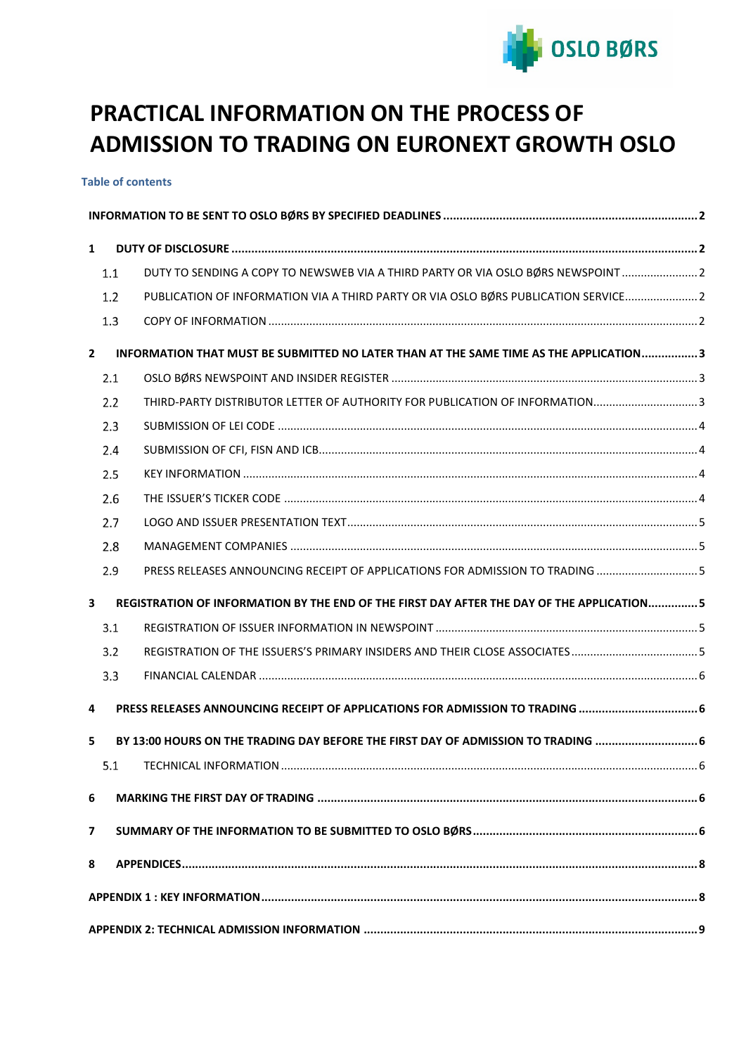# PRACTICAL INFORMATION ON THE PROCESS OF ADMISSION TO TRADING ON EURONEXT GROWTH OSLO

**Table of contents**

**INFORMATION TO BE SENT TO OSLO BØRS BY SPECIFIED DEADLINES** ..... 2

**1 DUTY OF DISCLOSURE** ..... 2

- 1.1 DUTY TO SENDING A COPY TO NEWSWEB VIA A THIRD PARTY OR VIA OSLO BØRS NEWSPOINT ..... 2
- 1.2 PUBLICATION OF INFORMATION VIA A THIRD PARTY OR VIA OSLO BØRS PUBLICATION SERVICE ..... 2
- 1.3 COPY OF INFORMATION ..... 2

**2 INFORMATION THAT MUST BE SUBMITTED NO LATER THAN AT THE SAME TIME AS THE APPLICATION** ..... 3

- 2.1 OSLO BØRS NEWSPOINT AND INSIDER REGISTER ..... 3
- 2.2 THIRD-PARTY DISTRIBUTOR LETTER OF AUTHORITY FOR PUBLICATION OF INFORMATION ..... 3
- 2.3 SUBMISSION OF LEI CODE ..... 4
- 2.4 SUBMISSION OF CFI, FISN AND ICB ..... 4
- 2.5 KEY INFORMATION ..... 4
- 2.6 THE ISSUER'S TICKER CODE ..... 4
- 2.7 LOGO AND ISSUER PRESENTATION TEXT ..... 5
- 2.8 MANAGEMENT COMPANIES ..... 5
- 2.9 PRESS RELEASES ANNOUNCING RECEIPT OF APPLICATIONS FOR ADMISSION TO TRADING ..... 5

**3 REGISTRATION OF INFORMATION BY THE END OF THE FIRST DAY AFTER THE DAY OF THE APPLICATION** ..... 5

- 3.1 REGISTRATION OF ISSUER INFORMATION IN NEWSPOINT ..... 5
- 3.2 REGISTRATION OF THE ISSUERS'S PRIMARY INSIDERS AND THEIR CLOSE ASSOCIATES ..... 5
- 3.3 FINANCIAL CALENDAR ..... 6

**4 PRESS RELEASES ANNOUNCING RECEIPT OF APPLICATIONS FOR ADMISSION TO TRADING** ..... 6

**5 BY 13:00 HOURS ON THE TRADING DAY BEFORE THE FIRST DAY OF ADMISSION TO TRADING** ..... 6

- 5.1 TECHNICAL INFORMATION ..... 6

**6 MARKING THE FIRST DAY OF TRADING** ..... 6

**7 SUMMARY OF THE INFORMATION TO BE SUBMITTED TO OSLO BØRS** ..... 6

**8 APPENDICES** ..... 8

**APPENDIX 1 : KEY INFORMATION** ..... 8

**APPENDIX 2: TECHNICAL ADMISSION INFORMATION** ..... 9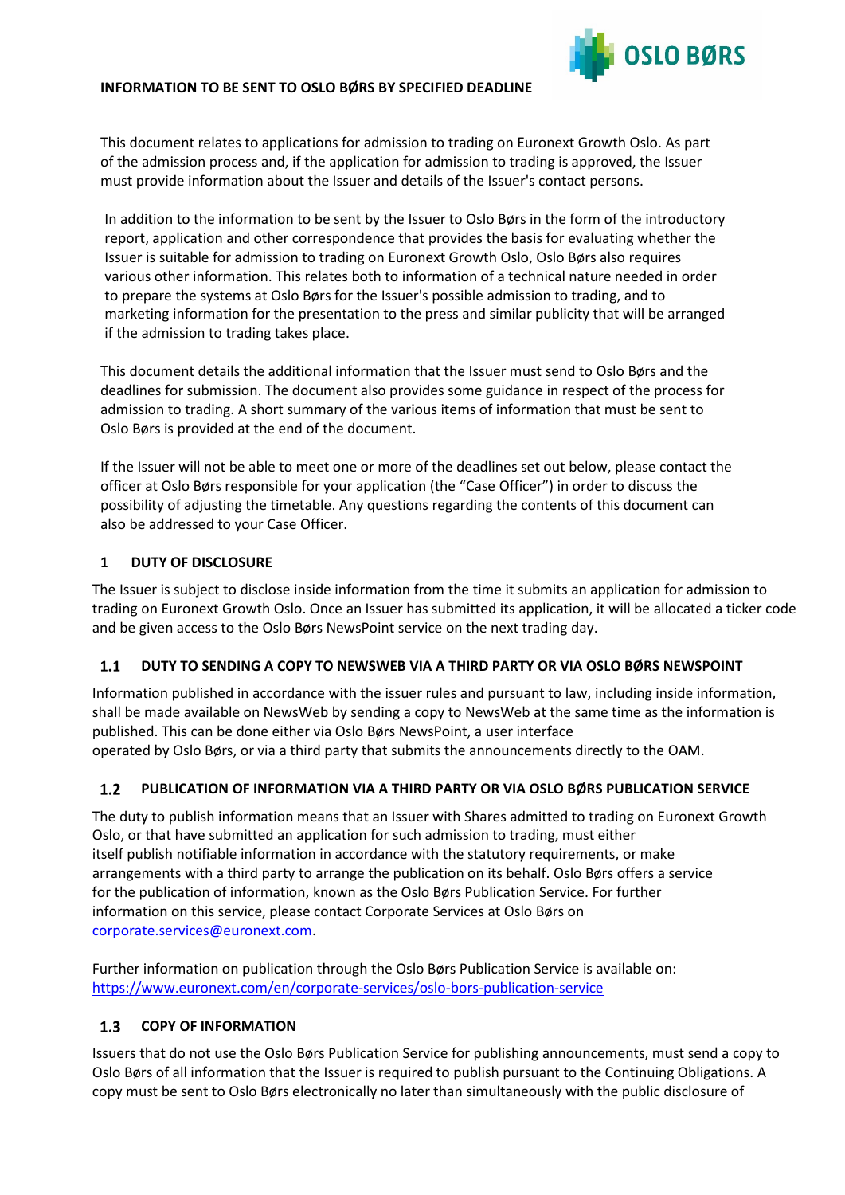**INFORMATION TO BE SENT TO OSLO BØRS BY SPECIFIED DEADLINE**

This document relates to applications for admission to trading on Euronext Growth Oslo. As part of the admission process and, if the application for admission to trading is approved, the Issuer must provide information about the Issuer and details of the Issuer's contact persons.

In addition to the information to be sent by the Issuer to Oslo Børs in the form of the introductory report, application and other correspondence that provides the basis for evaluating whether the Issuer is suitable for admission to trading on Euronext Growth Oslo, Oslo Børs also requires various other information. This relates both to information of a technical nature needed in order to prepare the systems at Oslo Børs for the Issuer's possible admission to trading, and to marketing information for the presentation to the press and similar publicity that will be arranged if the admission to trading takes place.

This document details the additional information that the Issuer must send to Oslo Børs and the deadlines for submission. The document also provides some guidance in respect of the process for admission to trading. A short summary of the various items of information that must be sent to Oslo Børs is provided at the end of the document.

If the Issuer will not be able to meet one or more of the deadlines set out below, please contact the officer at Oslo Børs responsible for your application (the "Case Officer") in order to discuss the possibility of adjusting the timetable. Any questions regarding the contents of this document can also be addressed to your Case Officer.

## 1 DUTY OF DISCLOSURE

The Issuer is subject to disclose inside information from the time it submits an application for admission to trading on Euronext Growth Oslo. Once an Issuer has submitted its application, it will be allocated a ticker code and be given access to the Oslo Børs NewsPoint service on the next trading day.

### 1.1 DUTY TO SENDING A COPY TO NEWSWEB VIA A THIRD PARTY OR VIA OSLO BØRS NEWSPOINT

Information published in accordance with the issuer rules and pursuant to law, including inside information, shall be made available on NewsWeb by sending a copy to NewsWeb at the same time as the information is published. This can be done either via Oslo Børs NewsPoint, a user interface operated by Oslo Børs, or via a third party that submits the announcements directly to the OAM.

### 1.2 PUBLICATION OF INFORMATION VIA A THIRD PARTY OR VIA OSLO BØRS PUBLICATION SERVICE

The duty to publish information means that an Issuer with Shares admitted to trading on Euronext Growth Oslo, or that have submitted an application for such admission to trading, must either itself publish notifiable information in accordance with the statutory requirements, or make arrangements with a third party to arrange the publication on its behalf. Oslo Børs offers a service for the publication of information, known as the Oslo Børs Publication Service. For further information on this service, please contact Corporate Services at Oslo Børs on [corporate.services@euronext.com](mailto:corporate.services@euronext.com).

Further information on publication through the Oslo Børs Publication Service is available on: [https://www.euronext.com/en/corporate-services/oslo-bors-publication-service](https://www.euronext.com/en/corporate-services/oslo-bors-publication-service)

### 1.3 COPY OF INFORMATION

Issuers that do not use the Oslo Børs Publication Service for publishing announcements, must send a copy to Oslo Børs of all information that the Issuer is required to publish pursuant to the Continuing Obligations. A copy must be sent to Oslo Børs electronically no later than simultaneously with the public disclosure of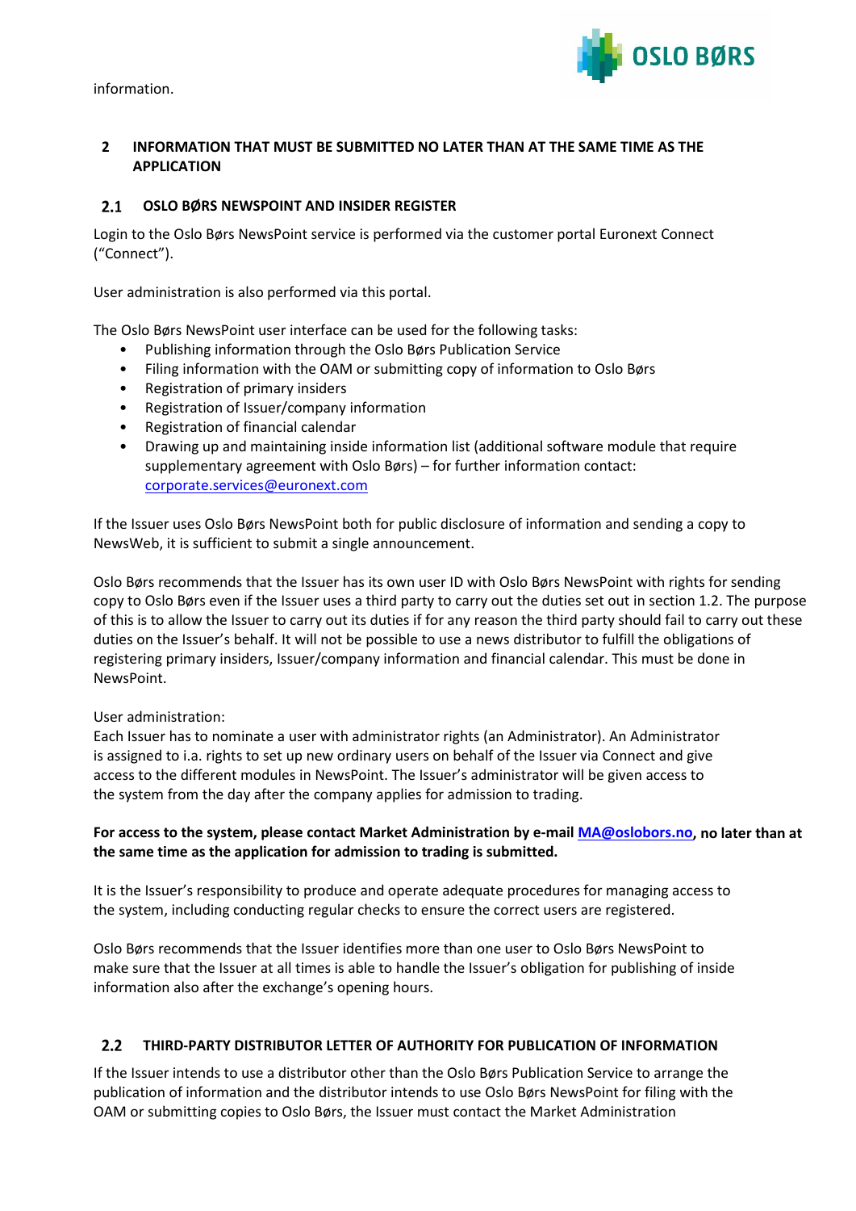information.

## 2 INFORMATION THAT MUST BE SUBMITTED NO LATER THAN AT THE SAME TIME AS THE APPLICATION

### 2.1 OSLO BØRS NEWSPOINT AND INSIDER REGISTER

Login to the Oslo Børs NewsPoint service is performed via the customer portal Euronext Connect ("Connect").

User administration is also performed via this portal.

The Oslo Børs NewsPoint user interface can be used for the following tasks:

- Publishing information through the Oslo Børs Publication Service
- Filing information with the OAM or submitting copy of information to Oslo Børs
- Registration of primary insiders
- Registration of Issuer/company information
- Registration of financial calendar
- Drawing up and maintaining inside information list (additional software module that require supplementary agreement with Oslo Børs) – for further information contact: corporate.services@euronext.com

If the Issuer uses Oslo Børs NewsPoint both for public disclosure of information and sending a copy to NewsWeb, it is sufficient to submit a single announcement.

Oslo Børs recommends that the Issuer has its own user ID with Oslo Børs NewsPoint with rights for sending copy to Oslo Børs even if the Issuer uses a third party to carry out the duties set out in section 1.2. The purpose of this is to allow the Issuer to carry out its duties if for any reason the third party should fail to carry out these duties on the Issuer's behalf. It will not be possible to use a news distributor to fulfill the obligations of registering primary insiders, Issuer/company information and financial calendar. This must be done in NewsPoint.

User administration:
Each Issuer has to nominate a user with administrator rights (an Administrator). An Administrator is assigned to i.a. rights to set up new ordinary users on behalf of the Issuer via Connect and give access to the different modules in NewsPoint. The Issuer's administrator will be given access to the system from the day after the company applies for admission to trading.

**For access to the system, please contact Market Administration by e-mail MA@oslobors.no, no later than at the same time as the application for admission to trading is submitted.**

It is the Issuer's responsibility to produce and operate adequate procedures for managing access to the system, including conducting regular checks to ensure the correct users are registered.

Oslo Børs recommends that the Issuer identifies more than one user to Oslo Børs NewsPoint to make sure that the Issuer at all times is able to handle the Issuer's obligation for publishing of inside information also after the exchange's opening hours.

### 2.2 THIRD-PARTY DISTRIBUTOR LETTER OF AUTHORITY FOR PUBLICATION OF INFORMATION

If the Issuer intends to use a distributor other than the Oslo Børs Publication Service to arrange the publication of information and the distributor intends to use Oslo Børs NewsPoint for filing with the OAM or submitting copies to Oslo Børs, the Issuer must contact the Market Administration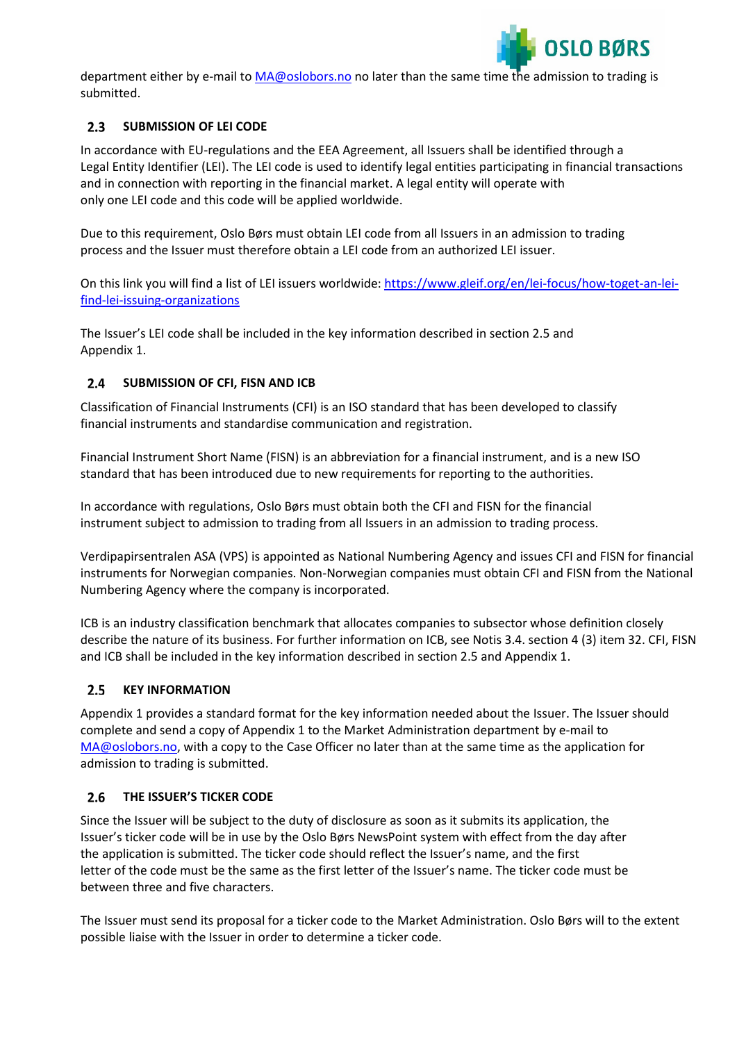department either by e-mail to MA@oslobors.no no later than the same time the admission to trading is submitted.

## 2.3 SUBMISSION OF LEI CODE

In accordance with EU-regulations and the EEA Agreement, all Issuers shall be identified through a Legal Entity Identifier (LEI). The LEI code is used to identify legal entities participating in financial transactions and in connection with reporting in the financial market. A legal entity will operate with only one LEI code and this code will be applied worldwide.

Due to this requirement, Oslo Børs must obtain LEI code from all Issuers in an admission to trading process and the Issuer must therefore obtain a LEI code from an authorized LEI issuer.

On this link you will find a list of LEI issuers worldwide: https://www.gleif.org/en/lei-focus/how-toget-an-lei-find-lei-issuing-organizations

The Issuer's LEI code shall be included in the key information described in section 2.5 and Appendix 1.

## 2.4 SUBMISSION OF CFI, FISN AND ICB

Classification of Financial Instruments (CFI) is an ISO standard that has been developed to classify financial instruments and standardise communication and registration.

Financial Instrument Short Name (FISN) is an abbreviation for a financial instrument, and is a new ISO standard that has been introduced due to new requirements for reporting to the authorities.

In accordance with regulations, Oslo Børs must obtain both the CFI and FISN for the financial instrument subject to admission to trading from all Issuers in an admission to trading process.

Verdipapirsentralen ASA (VPS) is appointed as National Numbering Agency and issues CFI and FISN for financial instruments for Norwegian companies. Non-Norwegian companies must obtain CFI and FISN from the National Numbering Agency where the company is incorporated.

ICB is an industry classification benchmark that allocates companies to subsector whose definition closely describe the nature of its business. For further information on ICB, see Notis 3.4. section 4 (3) item 32. CFI, FISN and ICB shall be included in the key information described in section 2.5 and Appendix 1.

## 2.5 KEY INFORMATION

Appendix 1 provides a standard format for the key information needed about the Issuer. The Issuer should complete and send a copy of Appendix 1 to the Market Administration department by e-mail to MA@oslobors.no, with a copy to the Case Officer no later than at the same time as the application for admission to trading is submitted.

## 2.6 THE ISSUER'S TICKER CODE

Since the Issuer will be subject to the duty of disclosure as soon as it submits its application, the Issuer's ticker code will be in use by the Oslo Børs NewsPoint system with effect from the day after the application is submitted. The ticker code should reflect the Issuer's name, and the first letter of the code must be the same as the first letter of the Issuer's name. The ticker code must be between three and five characters.

The Issuer must send its proposal for a ticker code to the Market Administration. Oslo Børs will to the extent possible liaise with the Issuer in order to determine a ticker code.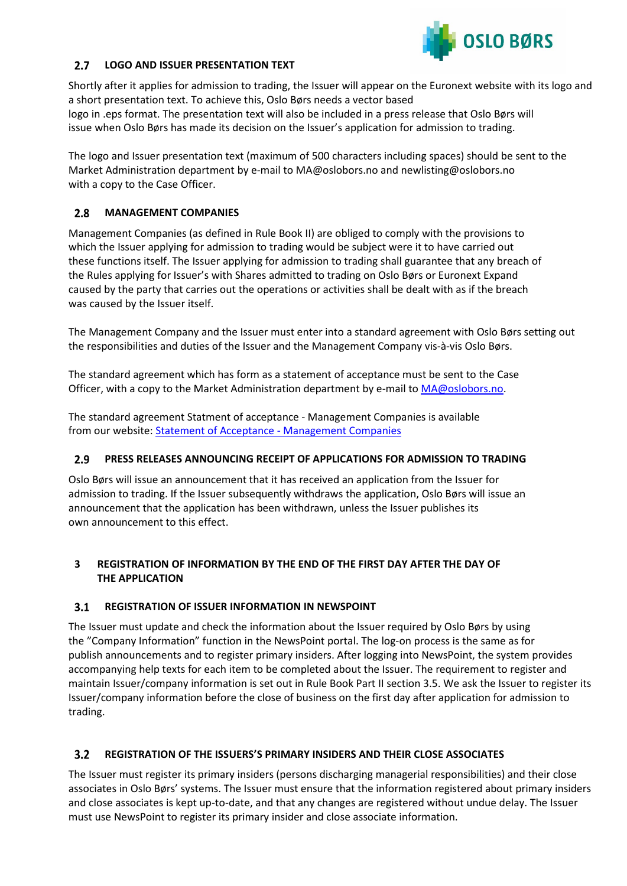### 2.7 LOGO AND ISSUER PRESENTATION TEXT

Shortly after it applies for admission to trading, the Issuer will appear on the Euronext website with its logo and a short presentation text. To achieve this, Oslo Børs needs a vector based logo in .eps format. The presentation text will also be included in a press release that Oslo Børs will issue when Oslo Børs has made its decision on the Issuer's application for admission to trading.

The logo and Issuer presentation text (maximum of 500 characters including spaces) should be sent to the Market Administration department by e-mail to MA@oslobors.no and newlisting@oslobors.no with a copy to the Case Officer.

### 2.8 MANAGEMENT COMPANIES

Management Companies (as defined in Rule Book II) are obliged to comply with the provisions to which the Issuer applying for admission to trading would be subject were it to have carried out these functions itself. The Issuer applying for admission to trading shall guarantee that any breach of the Rules applying for Issuer's with Shares admitted to trading on Oslo Børs or Euronext Expand caused by the party that carries out the operations or activities shall be dealt with as if the breach was caused by the Issuer itself.

The Management Company and the Issuer must enter into a standard agreement with Oslo Børs setting out the responsibilities and duties of the Issuer and the Management Company vis-à-vis Oslo Børs.

The standard agreement which has form as a statement of acceptance must be sent to the Case Officer, with a copy to the Market Administration department by e-mail to MA@oslobors.no.

The standard agreement Statment of acceptance - Management Companies is available from our website: Statement of Acceptance - Management Companies

### 2.9 PRESS RELEASES ANNOUNCING RECEIPT OF APPLICATIONS FOR ADMISSION TO TRADING

Oslo Børs will issue an announcement that it has received an application from the Issuer for admission to trading. If the Issuer subsequently withdraws the application, Oslo Børs will issue an announcement that the application has been withdrawn, unless the Issuer publishes its own announcement to this effect.

## 3 REGISTRATION OF INFORMATION BY THE END OF THE FIRST DAY AFTER THE DAY OF THE APPLICATION

### 3.1 REGISTRATION OF ISSUER INFORMATION IN NEWSPOINT

The Issuer must update and check the information about the Issuer required by Oslo Børs by using the "Company Information" function in the NewsPoint portal. The log-on process is the same as for publish announcements and to register primary insiders. After logging into NewsPoint, the system provides accompanying help texts for each item to be completed about the Issuer. The requirement to register and maintain Issuer/company information is set out in Rule Book Part II section 3.5. We ask the Issuer to register its Issuer/company information before the close of business on the first day after application for admission to trading.

### 3.2 REGISTRATION OF THE ISSUERS'S PRIMARY INSIDERS AND THEIR CLOSE ASSOCIATES

The Issuer must register its primary insiders (persons discharging managerial responsibilities) and their close associates in Oslo Børs' systems. The Issuer must ensure that the information registered about primary insiders and close associates is kept up-to-date, and that any changes are registered without undue delay. The Issuer must use NewsPoint to register its primary insider and close associate information.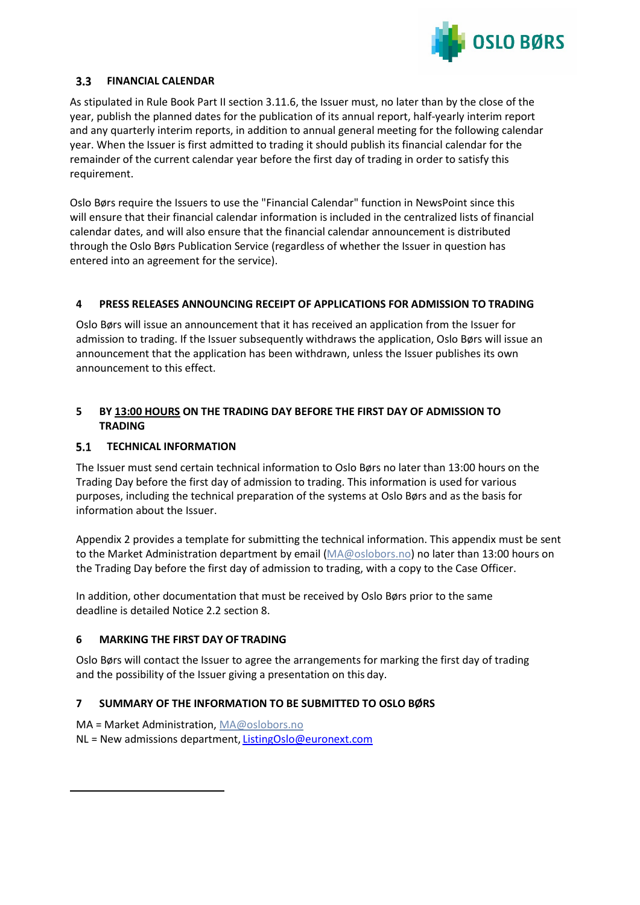### 3.3 FINANCIAL CALENDAR

As stipulated in Rule Book Part II section 3.11.6, the Issuer must, no later than by the close of the year, publish the planned dates for the publication of its annual report, half-yearly interim report and any quarterly interim reports, in addition to annual general meeting for the following calendar year. When the Issuer is first admitted to trading it should publish its financial calendar for the remainder of the current calendar year before the first day of trading in order to satisfy this requirement.

Oslo Børs require the Issuers to use the "Financial Calendar" function in NewsPoint since this will ensure that their financial calendar information is included in the centralized lists of financial calendar dates, and will also ensure that the financial calendar announcement is distributed through the Oslo Børs Publication Service (regardless of whether the Issuer in question has entered into an agreement for the service).

## 4 PRESS RELEASES ANNOUNCING RECEIPT OF APPLICATIONS FOR ADMISSION TO TRADING

Oslo Børs will issue an announcement that it has received an application from the Issuer for admission to trading. If the Issuer subsequently withdraws the application, Oslo Børs will issue an announcement that the application has been withdrawn, unless the Issuer publishes its own announcement to this effect.

## 5 BY 13:00 HOURS ON THE TRADING DAY BEFORE THE FIRST DAY OF ADMISSION TO TRADING

### 5.1 TECHNICAL INFORMATION

The Issuer must send certain technical information to Oslo Børs no later than 13:00 hours on the Trading Day before the first day of admission to trading. This information is used for various purposes, including the technical preparation of the systems at Oslo Børs and as the basis for information about the Issuer.

Appendix 2 provides a template for submitting the technical information. This appendix must be sent to the Market Administration department by email (MA@oslobors.no) no later than 13:00 hours on the Trading Day before the first day of admission to trading, with a copy to the Case Officer.

In addition, other documentation that must be received by Oslo Børs prior to the same deadline is detailed Notice 2.2 section 8.

## 6 MARKING THE FIRST DAY OF TRADING

Oslo Børs will contact the Issuer to agree the arrangements for marking the first day of trading and the possibility of the Issuer giving a presentation on this day.

## 7 SUMMARY OF THE INFORMATION TO BE SUBMITTED TO OSLO BØRS

MA = Market Administration, MA@oslobors.no
NL = New admissions department, ListingOslo@euronext.com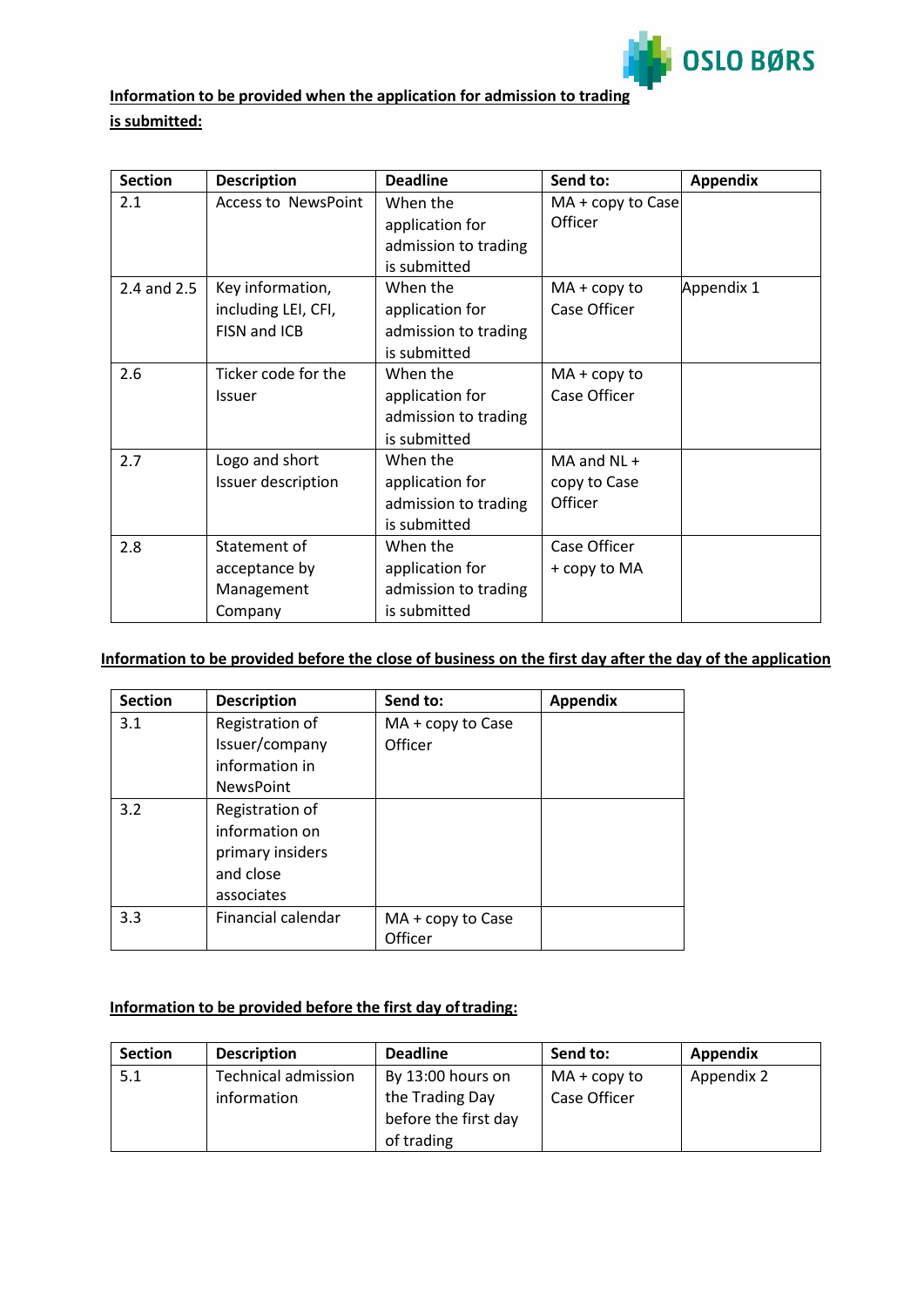**Information to be provided when the application for admission to trading is submitted:**

| Section | Description | Deadline | Send to: | Appendix |
|---|---|---|---|---|
| 2.1 | Access to NewsPoint | When the application for admission to trading is submitted | MA + copy to Case Officer | |
| 2.4 and 2.5 | Key information, including LEI, CFI, FISN and ICB | When the application for admission to trading is submitted | MA + copy to Case Officer | Appendix 1 |
| 2.6 | Ticker code for the Issuer | When the application for admission to trading is submitted | MA + copy to Case Officer | |
| 2.7 | Logo and short Issuer description | When the application for admission to trading is submitted | MA and NL + copy to Case Officer | |
| 2.8 | Statement of acceptance by Management Company | When the application for admission to trading is submitted | Case Officer + copy to MA | |

**Information to be provided before the close of business on the first day after the day of the application**

| Section | Description | Send to: | Appendix |
|---|---|---|---|
| 3.1 | Registration of Issuer/company information in NewsPoint | MA + copy to Case Officer | |
| 3.2 | Registration of information on primary insiders and close associates | | |
| 3.3 | Financial calendar | MA + copy to Case Officer | |

**Information to be provided before the first day of trading:**

| Section | Description | Deadline | Send to: | Appendix |
|---|---|---|---|---|
| 5.1 | Technical admission information | By 13:00 hours on the Trading Day before the first day of trading | MA + copy to Case Officer | Appendix 2 |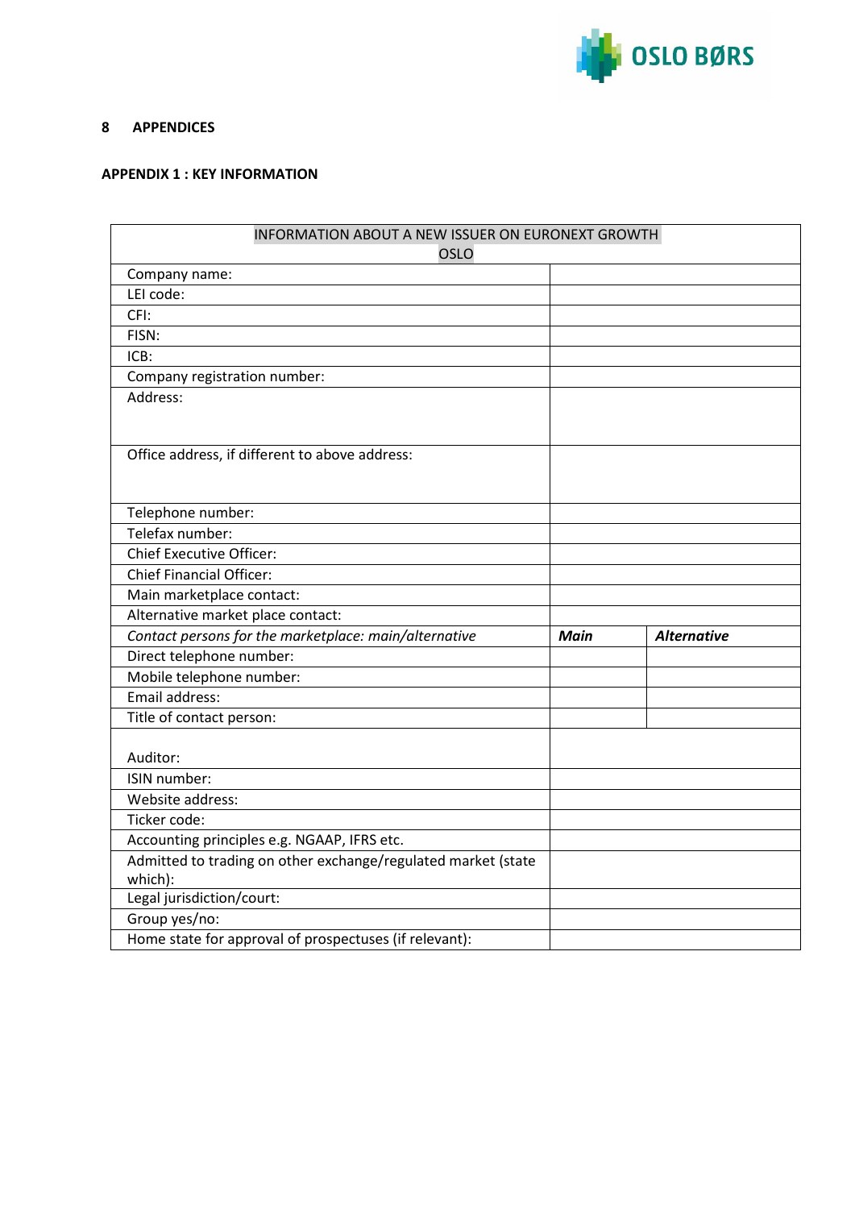## 8 APPENDICES

### APPENDIX 1 : KEY INFORMATION

| INFORMATION ABOUT A NEW ISSUER ON EURONEXT GROWTH OSLO | | |
|---|---|---|
| Company name: | | |
| LEI code: | | |
| CFI: | | |
| FISN: | | |
| ICB: | | |
| Company registration number: | | |
| Address: | | |
| Office address, if different to above address: | | |
| Telephone number: | | |
| Telefax number: | | |
| Chief Executive Officer: | | |
| Chief Financial Officer: | | |
| Main marketplace contact: | | |
| Alternative market place contact: | | |
| *Contact persons for the marketplace: main/alternative* | ***Main*** | ***Alternative*** |
| Direct telephone number: | | |
| Mobile telephone number: | | |
| Email address: | | |
| Title of contact person: | | |
| Auditor: | | |
| ISIN number: | | |
| Website address: | | |
| Ticker code: | | |
| Accounting principles e.g. NGAAP, IFRS etc. | | |
| Admitted to trading on other exchange/regulated market (state which): | | |
| Legal jurisdiction/court: | | |
| Group yes/no: | | |
| Home state for approval of prospectuses (if relevant): | | |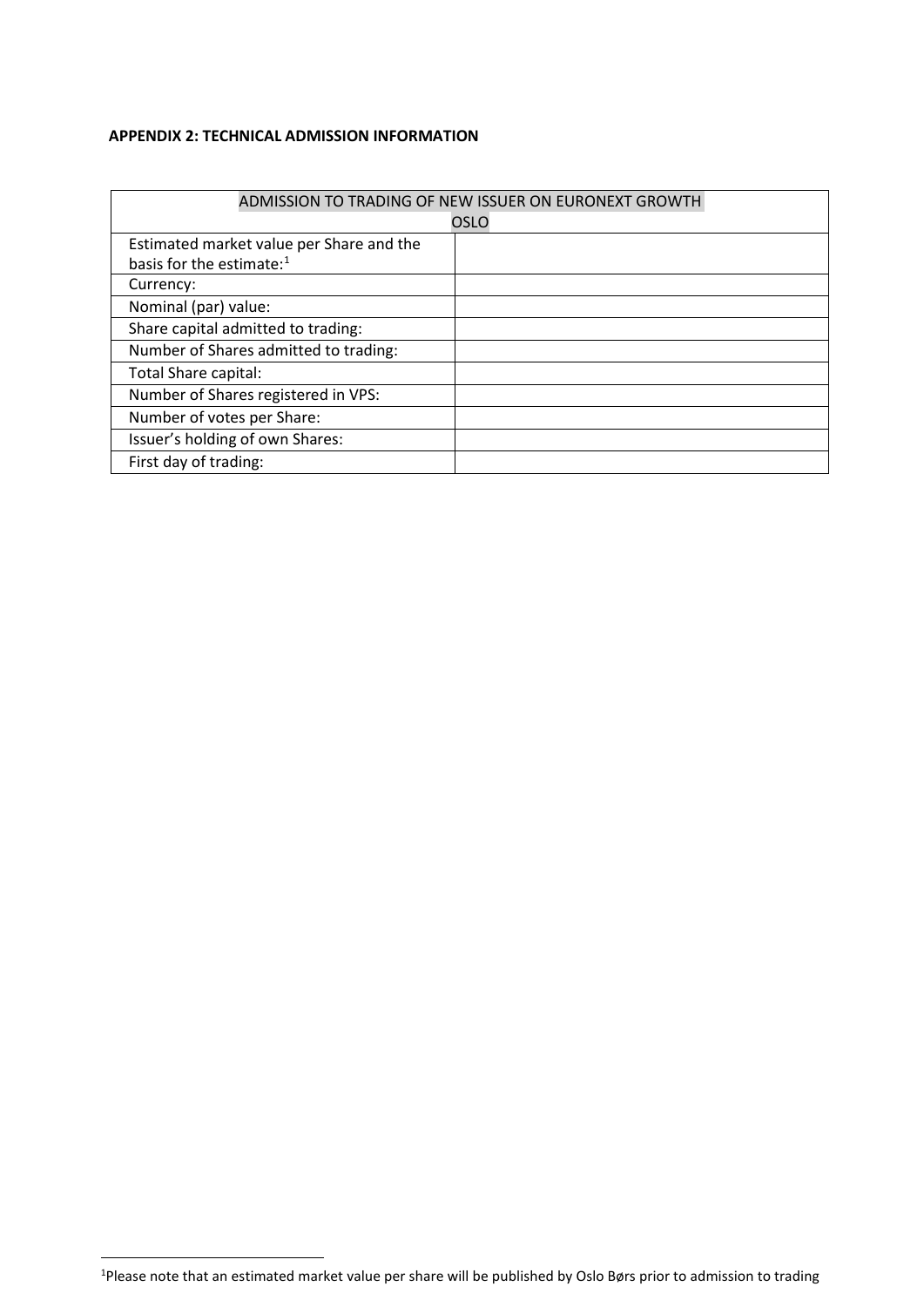**APPENDIX 2: TECHNICAL ADMISSION INFORMATION**

| ADMISSION TO TRADING OF NEW ISSUER ON EURONEXT GROWTH OSLO | |
|---|---|
| Estimated market value per Share and the basis for the estimate:[1] | |
| Currency: | |
| Nominal (par) value: | |
| Share capital admitted to trading: | |
| Number of Shares admitted to trading: | |
| Total Share capital: | |
| Number of Shares registered in VPS: | |
| Number of votes per Share: | |
| Issuer's holding of own Shares: | |
| First day of trading: | |

[1]Please note that an estimated market value per share will be published by Oslo Børs prior to admission to trading